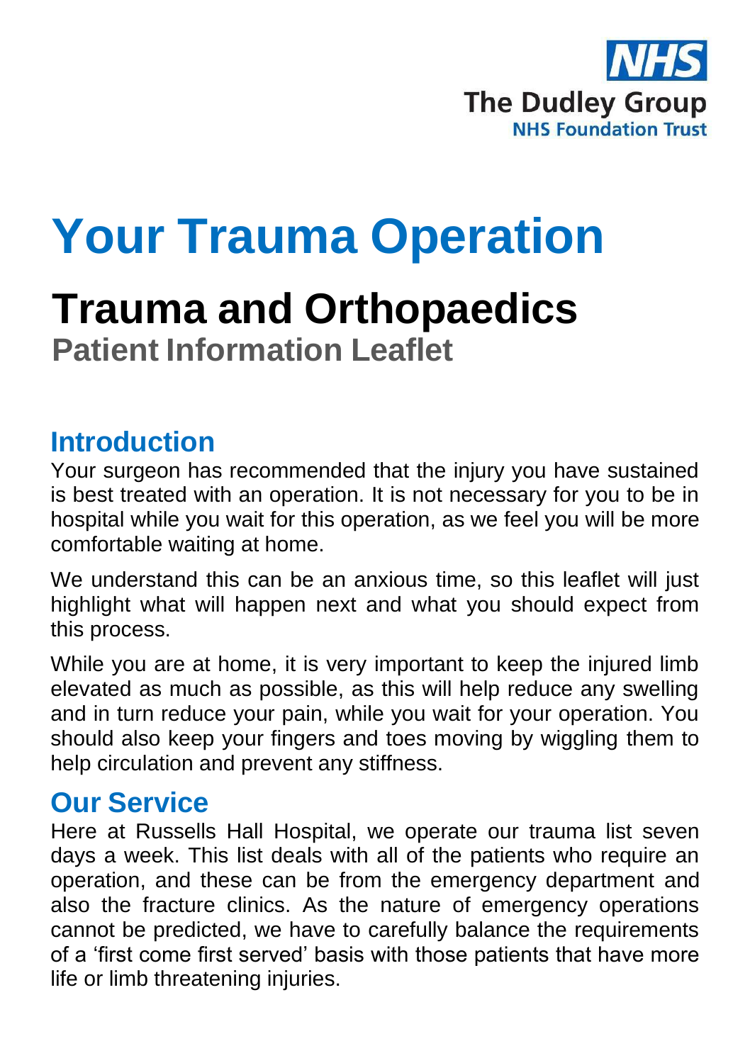NHS
The Dudley Group
NHS Foundation Trust

# Your Trauma Operation

## Trauma and Orthopaedics

### Patient Information Leaflet

## Introduction

Your surgeon has recommended that the injury you have sustained is best treated with an operation. It is not necessary for you to be in hospital while you wait for this operation, as we feel you will be more comfortable waiting at home.

We understand this can be an anxious time, so this leaflet will just highlight what will happen next and what you should expect from this process.

While you are at home, it is very important to keep the injured limb elevated as much as possible, as this will help reduce any swelling and in turn reduce your pain, while you wait for your operation. You should also keep your fingers and toes moving by wiggling them to help circulation and prevent any stiffness.

## Our Service

Here at Russells Hall Hospital, we operate our trauma list seven days a week. This list deals with all of the patients who require an operation, and these can be from the emergency department and also the fracture clinics. As the nature of emergency operations cannot be predicted, we have to carefully balance the requirements of a 'first come first served' basis with those patients that have more life or limb threatening injuries.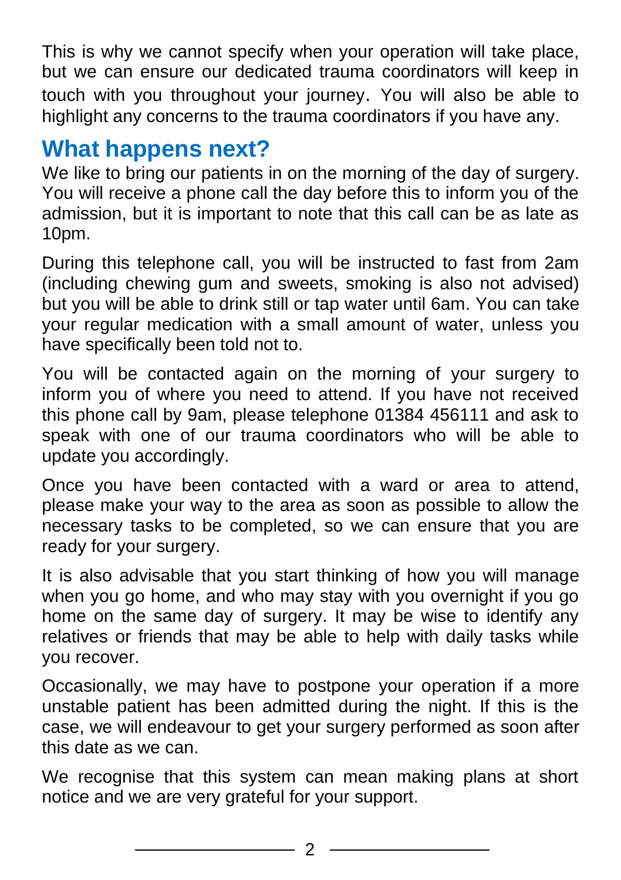This is why we cannot specify when your operation will take place, but we can ensure our dedicated trauma coordinators will keep in touch with you throughout your journey. You will also be able to highlight any concerns to the trauma coordinators if you have any.

## What happens next?

We like to bring our patients in on the morning of the day of surgery. You will receive a phone call the day before this to inform you of the admission, but it is important to note that this call can be as late as 10pm.

During this telephone call, you will be instructed to fast from 2am (including chewing gum and sweets, smoking is also not advised) but you will be able to drink still or tap water until 6am. You can take your regular medication with a small amount of water, unless you have specifically been told not to.

You will be contacted again on the morning of your surgery to inform you of where you need to attend. If you have not received this phone call by 9am, please telephone 01384 456111 and ask to speak with one of our trauma coordinators who will be able to update you accordingly.

Once you have been contacted with a ward or area to attend, please make your way to the area as soon as possible to allow the necessary tasks to be completed, so we can ensure that you are ready for your surgery.

It is also advisable that you start thinking of how you will manage when you go home, and who may stay with you overnight if you go home on the same day of surgery. It may be wise to identify any relatives or friends that may be able to help with daily tasks while you recover.

Occasionally, we may have to postpone your operation if a more unstable patient has been admitted during the night. If this is the case, we will endeavour to get your surgery performed as soon after this date as we can.

We recognise that this system can mean making plans at short notice and we are very grateful for your support.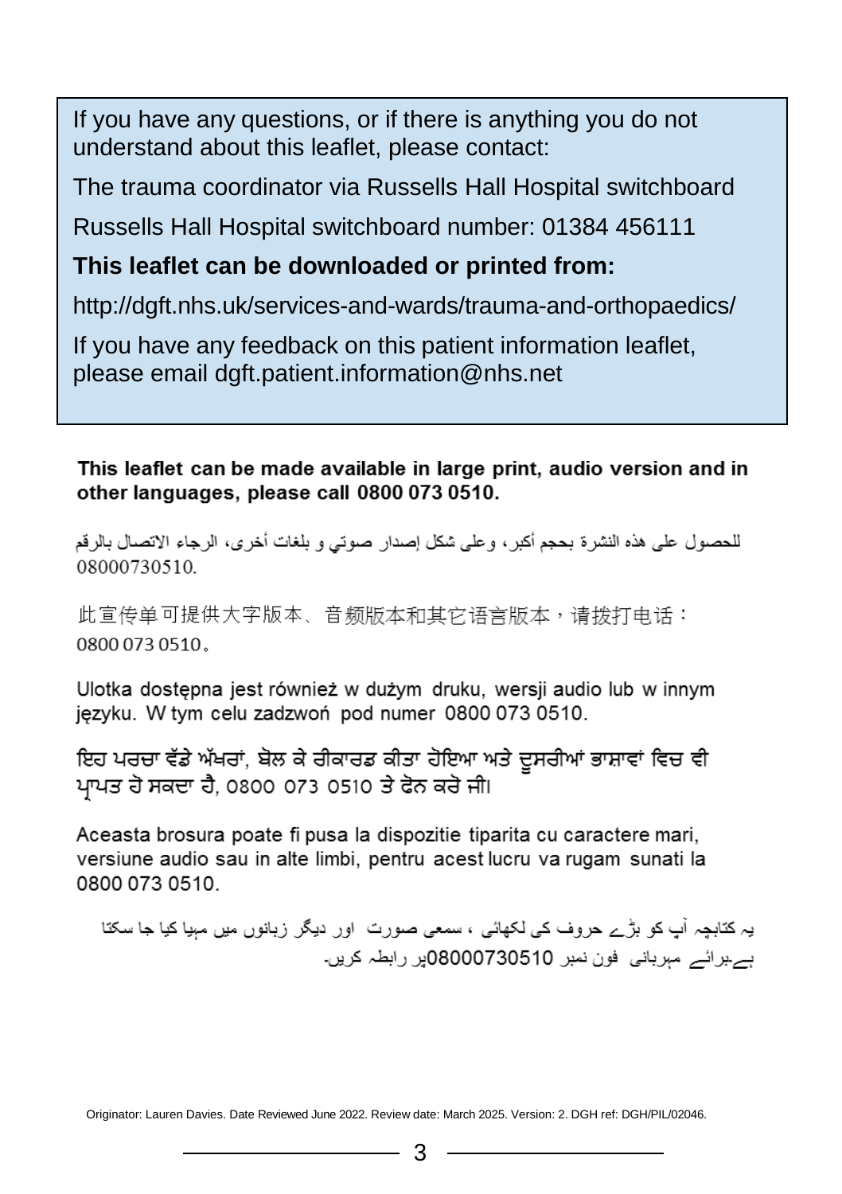If you have any questions, or if there is anything you do not understand about this leaflet, please contact:

The trauma coordinator via Russells Hall Hospital switchboard

Russells Hall Hospital switchboard number: 01384 456111

**This leaflet can be downloaded or printed from:**

http://dgft.nhs.uk/services-and-wards/trauma-and-orthopaedics/

If you have any feedback on this patient information leaflet, please email dgft.patient.information@nhs.net

**This leaflet can be made available in large print, audio version and in other languages, please call 0800 073 0510.**

للحصول على هذه النشرة بحجم أكبر، وعلى شكل إصدار صوتي و بلغات أخرى، الرجاء الاتصال بالرقم 08000730510.

此宣传单可提供大字版本、音频版本和其它语言版本，请拨打电话：0800 073 0510。

Ulotka dostępna jest również w dużym druku, wersji audio lub w innym języku. W tym celu zadzwoń pod numer 0800 073 0510.

ਇਹ ਪਰਚਾ ਵੱਡੇ ਅੱਖਰਾਂ, ਬੋਲ ਕੇ ਰੀਕਾਰਡ ਕੀਤਾ ਹੋਇਆ ਅਤੇ ਦੂਸਰੀਆਂ ਭਾਸ਼ਾਵਾਂ ਵਿਚ ਵੀ ਪ੍ਰਾਪਤ ਹੋ ਸਕਦਾ ਹੈ, 0800 073 0510 ਤੇ ਫੋਨ ਕਰੋ ਜੀ।

Aceasta brosura poate fi pusa la dispozitie tiparita cu caractere mari, versiune audio sau in alte limbi, pentru acest lucru va rugam sunati la 0800 073 0510.

یہ کتابچہ آپ کو بڑے حروف کی لکھائی ، سمعی صورت اور دیگر زبانوں میں مہیا کیا جا سکتا ہے۔برائے مہربانی فون نمبر 08000730510پر رابطہ کریں۔

Originator: Lauren Davies. Date Reviewed June 2022. Review date: March 2025. Version: 2. DGH ref: DGH/PIL/02046.